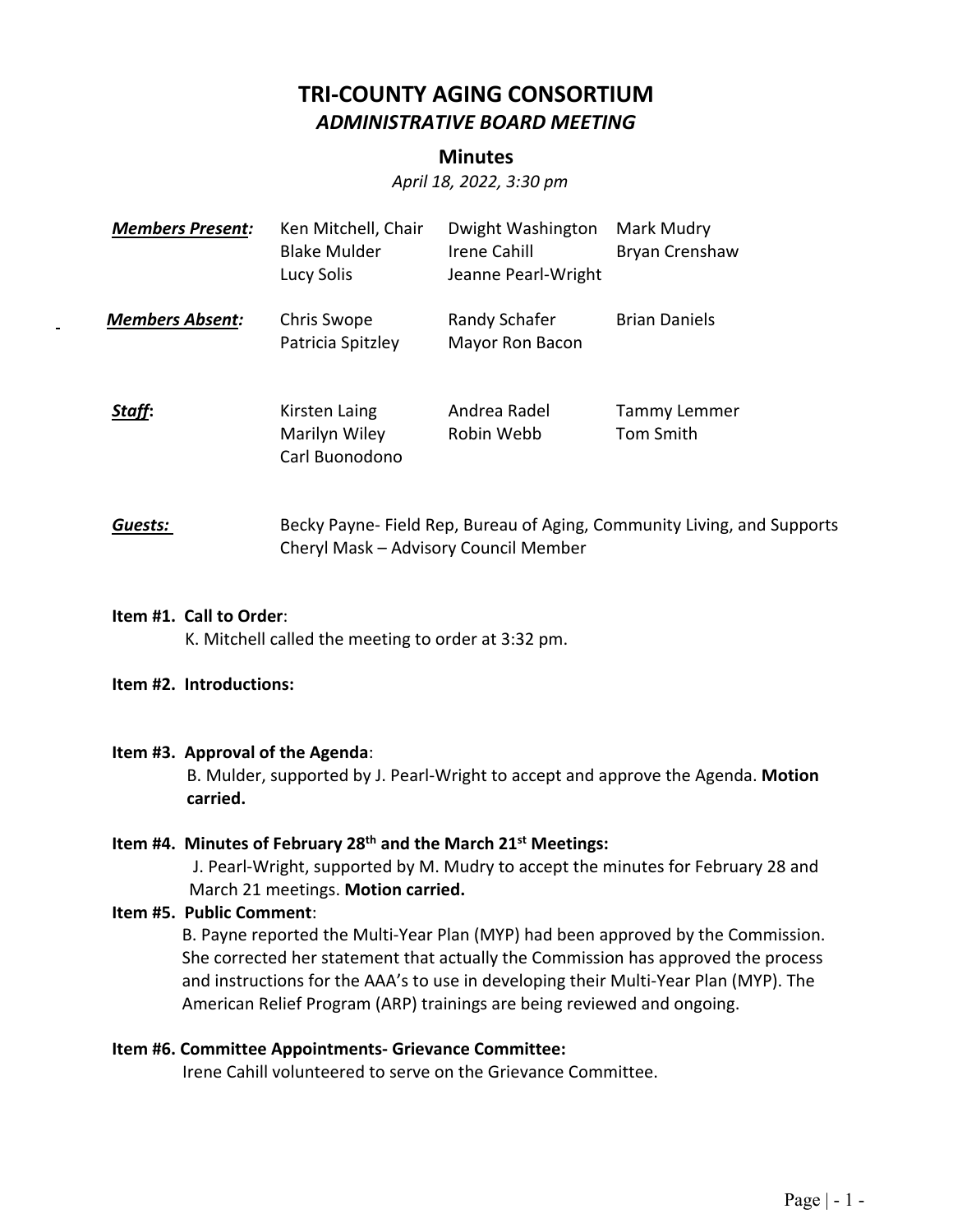# TRI-COUNTY AGING CONSORTIUM

## *ADMINISTRATIVE BOARD MEETING*

### Minutes

*April 18, 2022, 3:30 pm*

| | | | |
|---|---|---|---|
| ***Members Present:*** | Ken Mitchell, Chair | Dwight Washington | Mark Mudry |
| | Blake Mulder | Irene Cahill | Bryan Crenshaw |
| | Lucy Solis | Jeanne Pearl-Wright | |
| ***Members Absent:*** | Chris Swope | Randy Schafer | Brian Daniels |
| | Patricia Spitzley | Mayor Ron Bacon | |
| ***Staff*:** | Kirsten Laing | Andrea Radel | Tammy Lemmer |
| | Marilyn Wiley | Robin Webb | Tom Smith |
| | Carl Buonodono | | |

***Guests:*** Becky Payne- Field Rep, Bureau of Aging, Community Living, and Supports
Cheryl Mask – Advisory Council Member

**Item #1. Call to Order**:
K. Mitchell called the meeting to order at 3:32 pm.

**Item #2. Introductions:**

**Item #3. Approval of the Agenda**:
B. Mulder, supported by J. Pearl-Wright to accept and approve the Agenda. **Motion carried.**

**Item #4. Minutes of February 28th and the March 21st Meetings:**
J. Pearl-Wright, supported by M. Mudry to accept the minutes for February 28 and March 21 meetings. **Motion carried.**

**Item #5. Public Comment**:
B. Payne reported the Multi-Year Plan (MYP) had been approved by the Commission. She corrected her statement that actually the Commission has approved the process and instructions for the AAA's to use in developing their Multi-Year Plan (MYP). The American Relief Program (ARP) trainings are being reviewed and ongoing.

**Item #6. Committee Appointments- Grievance Committee:**
Irene Cahill volunteered to serve on the Grievance Committee.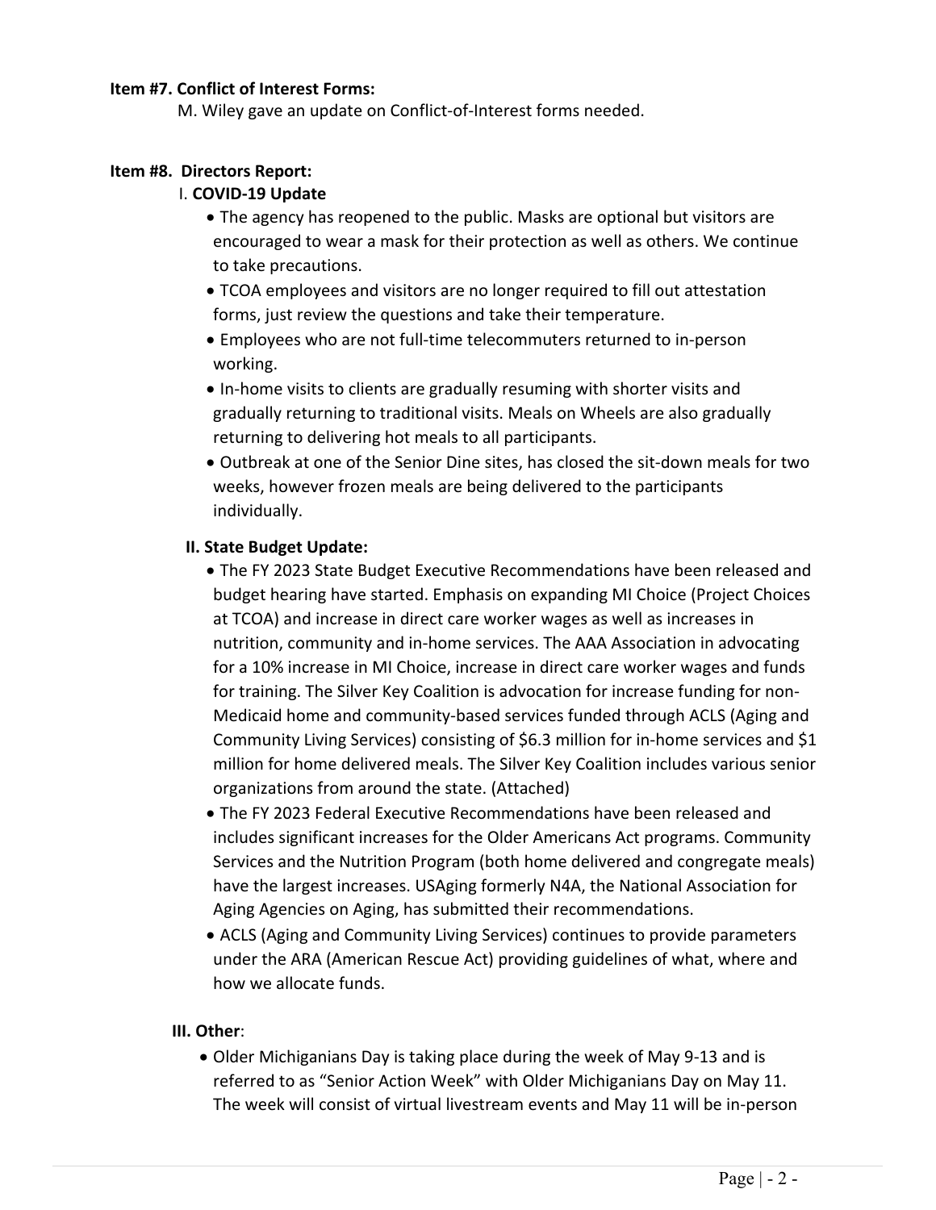**Item #7. Conflict of Interest Forms:**

M. Wiley gave an update on Conflict-of-Interest forms needed.

**Item #8. Directors Report:**

I. **COVID-19 Update**

- The agency has reopened to the public. Masks are optional but visitors are encouraged to wear a mask for their protection as well as others. We continue to take precautions.
- TCOA employees and visitors are no longer required to fill out attestation forms, just review the questions and take their temperature.
- Employees who are not full-time telecommuters returned to in-person working.
- In-home visits to clients are gradually resuming with shorter visits and gradually returning to traditional visits. Meals on Wheels are also gradually returning to delivering hot meals to all participants.
- Outbreak at one of the Senior Dine sites, has closed the sit-down meals for two weeks, however frozen meals are being delivered to the participants individually.

**II. State Budget Update:**

- The FY 2023 State Budget Executive Recommendations have been released and budget hearing have started. Emphasis on expanding MI Choice (Project Choices at TCOA) and increase in direct care worker wages as well as increases in nutrition, community and in-home services. The AAA Association in advocating for a 10% increase in MI Choice, increase in direct care worker wages and funds for training. The Silver Key Coalition is advocation for increase funding for non-Medicaid home and community-based services funded through ACLS (Aging and Community Living Services) consisting of $6.3 million for in-home services and $1 million for home delivered meals. The Silver Key Coalition includes various senior organizations from around the state. (Attached)
- The FY 2023 Federal Executive Recommendations have been released and includes significant increases for the Older Americans Act programs. Community Services and the Nutrition Program (both home delivered and congregate meals) have the largest increases. USAging formerly N4A, the National Association for Aging Agencies on Aging, has submitted their recommendations.
- ACLS (Aging and Community Living Services) continues to provide parameters under the ARA (American Rescue Act) providing guidelines of what, where and how we allocate funds.

**III. Other**:

- Older Michiganians Day is taking place during the week of May 9-13 and is referred to as "Senior Action Week" with Older Michiganians Day on May 11. The week will consist of virtual livestream events and May 11 will be in-person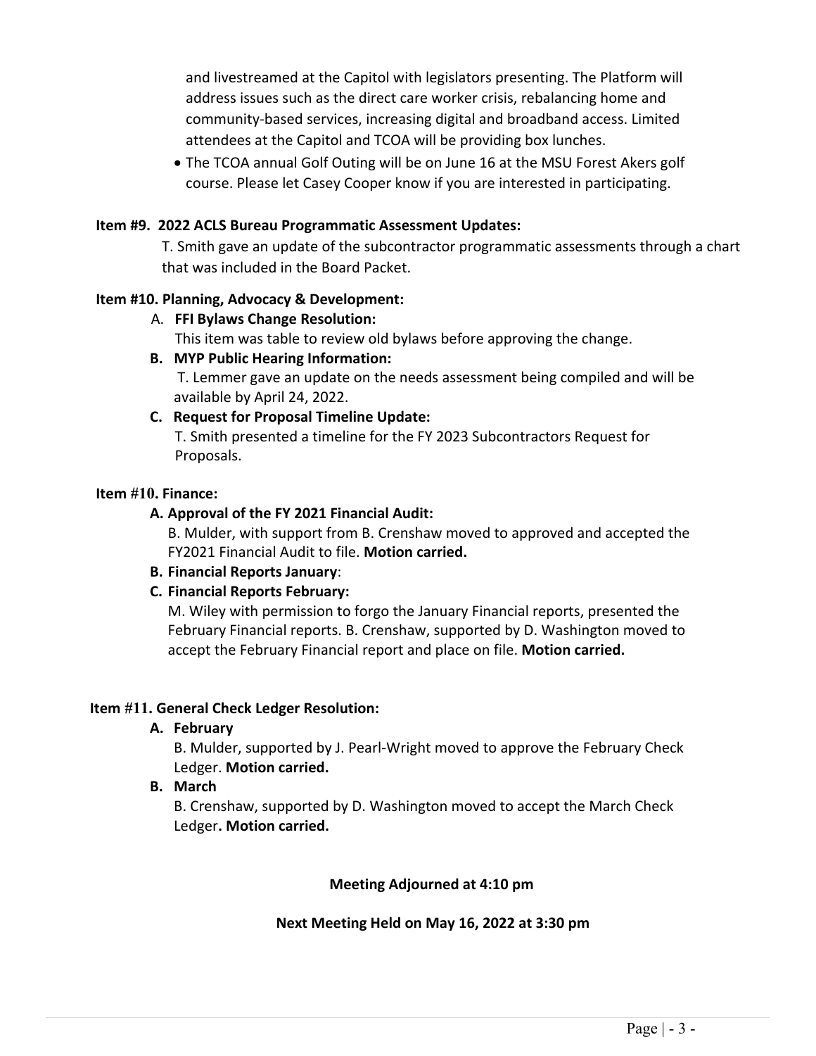and livestreamed at the Capitol with legislators presenting. The Platform will address issues such as the direct care worker crisis, rebalancing home and community-based services, increasing digital and broadband access. Limited attendees at the Capitol and TCOA will be providing box lunches.

- The TCOA annual Golf Outing will be on June 16 at the MSU Forest Akers golf course. Please let Casey Cooper know if you are interested in participating.

**Item #9. 2022 ACLS Bureau Programmatic Assessment Updates:**

T. Smith gave an update of the subcontractor programmatic assessments through a chart that was included in the Board Packet.

**Item #10. Planning, Advocacy & Development:**

A. **FFI Bylaws Change Resolution:**
This item was table to review old bylaws before approving the change.

**B. MYP Public Hearing Information:**
T. Lemmer gave an update on the needs assessment being compiled and will be available by April 24, 2022.

**C. Request for Proposal Timeline Update:**
T. Smith presented a timeline for the FY 2023 Subcontractors Request for Proposals.

**Item #10. Finance:**

**A. Approval of the FY 2021 Financial Audit:**
B. Mulder, with support from B. Crenshaw moved to approved and accepted the FY2021 Financial Audit to file. **Motion carried.**

**B. Financial Reports January**:

**C. Financial Reports February:**
M. Wiley with permission to forgo the January Financial reports, presented the February Financial reports. B. Crenshaw, supported by D. Washington moved to accept the February Financial report and place on file. **Motion carried.**

**Item #11. General Check Ledger Resolution:**

**A. February**
B. Mulder, supported by J. Pearl-Wright moved to approve the February Check Ledger. **Motion carried.**

**B. March**
B. Crenshaw, supported by D. Washington moved to accept the March Check Ledger**. Motion carried.**

**Meeting Adjourned at 4:10 pm**

**Next Meeting Held on May 16, 2022 at 3:30 pm**